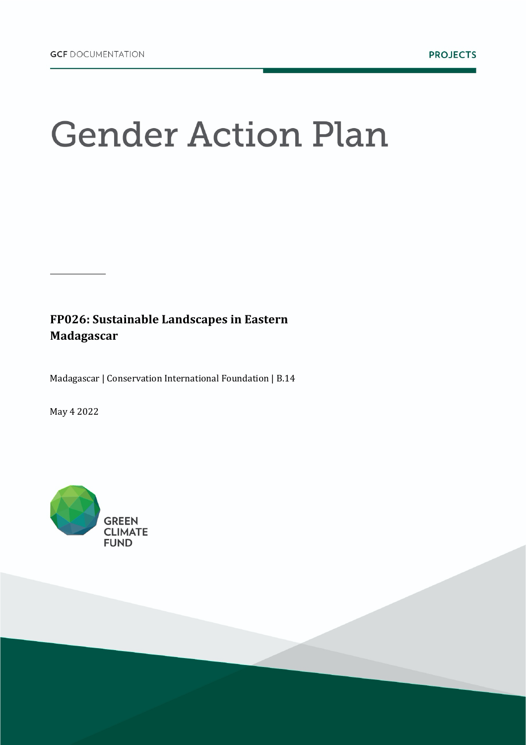GCF DOCUMENTATION

PROJECTS

# Gender Action Plan

**FP026: Sustainable Landscapes in Eastern Madagascar**

Madagascar | Conservation International Foundation | B.14

May 4 2022

GREEN CLIMATE FUND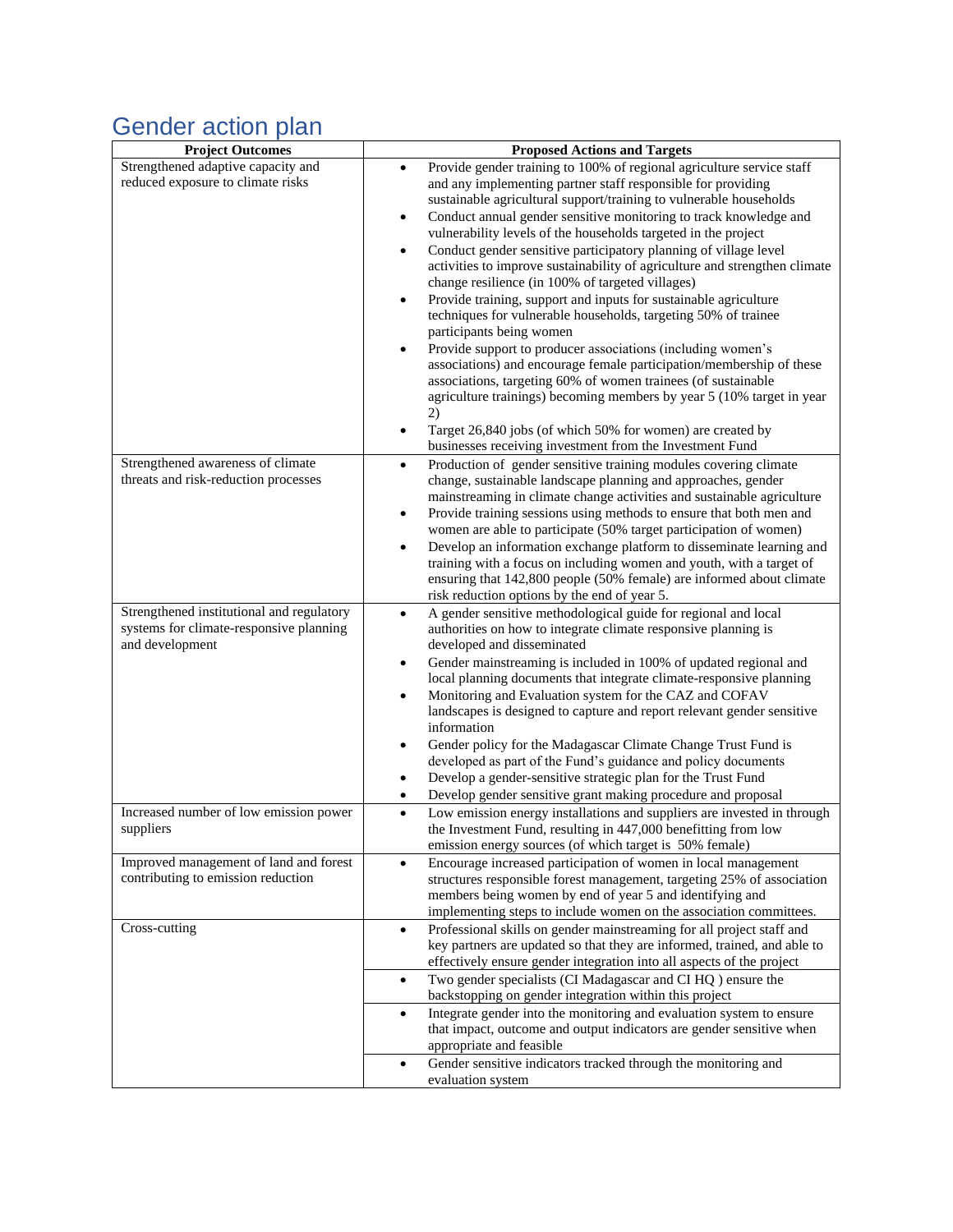# Gender action plan

| Project Outcomes | Proposed Actions and Targets |
|---|---|
| Strengthened adaptive capacity and reduced exposure to climate risks | • Provide gender training to 100% of regional agriculture service staff and any implementing partner staff responsible for providing sustainable agricultural support/training to vulnerable households<br>• Conduct annual gender sensitive monitoring to track knowledge and vulnerability levels of the households targeted in the project<br>• Conduct gender sensitive participatory planning of village level activities to improve sustainability of agriculture and strengthen climate change resilience (in 100% of targeted villages)<br>• Provide training, support and inputs for sustainable agriculture techniques for vulnerable households, targeting 50% of trainee participants being women<br>• Provide support to producer associations (including women's associations) and encourage female participation/membership of these associations, targeting 60% of women trainees (of sustainable agriculture trainings) becoming members by year 5 (10% target in year 2)<br>• Target 26,840 jobs (of which 50% for women) are created by businesses receiving investment from the Investment Fund |
| Strengthened awareness of climate threats and risk-reduction processes | • Production of gender sensitive training modules covering climate change, sustainable landscape planning and approaches, gender mainstreaming in climate change activities and sustainable agriculture<br>• Provide training sessions using methods to ensure that both men and women are able to participate (50% target participation of women)<br>• Develop an information exchange platform to disseminate learning and training with a focus on including women and youth, with a target of ensuring that 142,800 people (50% female) are informed about climate risk reduction options by the end of year 5. |
| Strengthened institutional and regulatory systems for climate-responsive planning and development | • A gender sensitive methodological guide for regional and local authorities on how to integrate climate responsive planning is developed and disseminated<br>• Gender mainstreaming is included in 100% of updated regional and local planning documents that integrate climate-responsive planning<br>• Monitoring and Evaluation system for the CAZ and COFAV landscapes is designed to capture and report relevant gender sensitive information<br>• Gender policy for the Madagascar Climate Change Trust Fund is developed as part of the Fund's guidance and policy documents<br>• Develop a gender-sensitive strategic plan for the Trust Fund<br>• Develop gender sensitive grant making procedure and proposal |
| Increased number of low emission power suppliers | • Low emission energy installations and suppliers are invested in through the Investment Fund, resulting in 447,000 benefitting from low emission energy sources (of which target is 50% female) |
| Improved management of land and forest contributing to emission reduction | • Encourage increased participation of women in local management structures responsible forest management, targeting 25% of association members being women by end of year 5 and identifying and implementing steps to include women on the association committees. |
| Cross-cutting | • Professional skills on gender mainstreaming for all project staff and key partners are updated so that they are informed, trained, and able to effectively ensure gender integration into all aspects of the project |
| | • Two gender specialists (CI Madagascar and CI HQ ) ensure the backstopping on gender integration within this project |
| | • Integrate gender into the monitoring and evaluation system to ensure that impact, outcome and output indicators are gender sensitive when appropriate and feasible |
| | • Gender sensitive indicators tracked through the monitoring and evaluation system |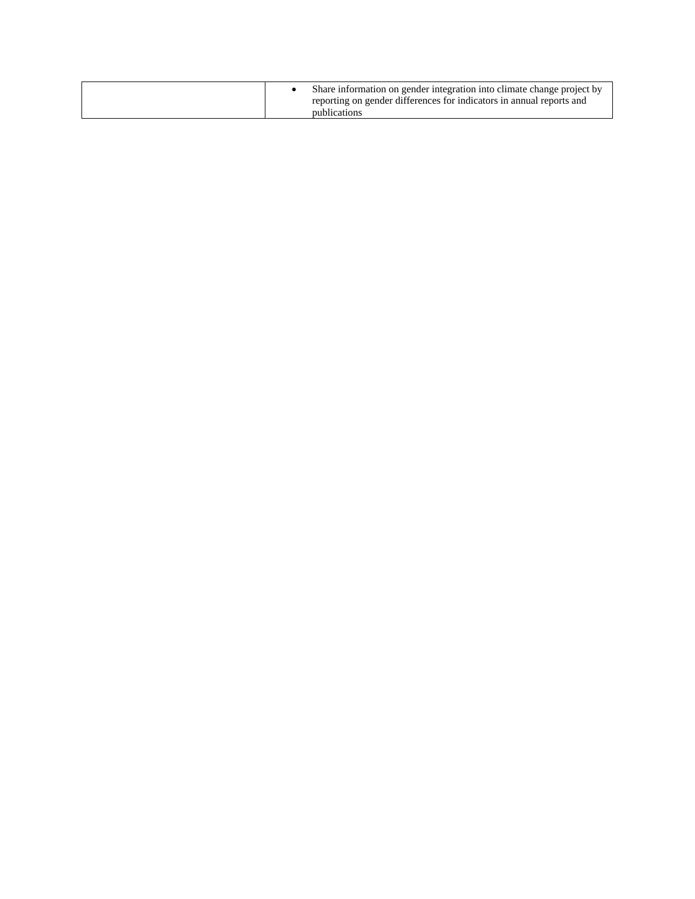| | |
|---|---|
| | • Share information on gender integration into climate change project by reporting on gender differences for indicators in annual reports and publications |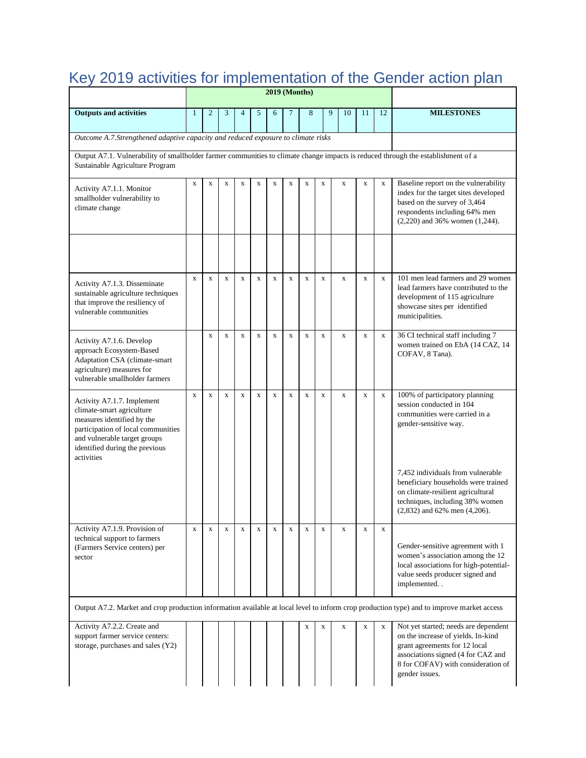# Key 2019 activities for implementation of the Gender action plan

| Outputs and activities | 2019 (Months) | | | | | | | | | | | | MILESTONES |
|---|---|---|---|---|---|---|---|---|---|---|---|---|---|
| | 1 | 2 | 3 | 4 | 5 | 6 | 7 | 8 | 9 | 10 | 11 | 12 | |
| *Outcome A.7.Strengthened adaptive capacity and reduced exposure to climate risks* | | | | | | | | | | | | | |
| Output A7.1. Vulnerability of smallholder farmer communities to climate change impacts is reduced through the establishment of a Sustainable Agriculture Program | | | | | | | | | | | | | |
| Activity A7.1.1. Monitor smallholder vulnerability to climate change | x | x | x | x | x | x | x | x | x | x | x | x | Baseline report on the vulnerability index for the target sites developed based on the survey of 3,464 respondents including 64% men (2,220) and 36% women (1,244). |
| | | | | | | | | | | | | | |
| Activity A7.1.3. Disseminate sustainable agriculture techniques that improve the resiliency of vulnerable communities | x | x | x | x | x | x | x | x | x | x | x | x | 101 men lead farmers and 29 women lead farmers have contributed to the development of 115 agriculture showcase sites per identified municipalities. |
| Activity A7.1.6. Develop approach Ecosystem-Based Adaptation CSA (climate-smart agriculture) measures for vulnerable smallholder farmers | | x | x | x | x | x | x | x | x | x | x | x | 36 CI technical staff including 7 women trained on EbA (14 CAZ, 14 COFAV, 8 Tana). |
| Activity A7.1.7. Implement climate-smart agriculture measures identified by the participation of local communities and vulnerable target groups identified during the previous activities | x | x | x | x | x | x | x | x | x | x | x | x | 100% of participatory planning session conducted in 104 communities were carried in a gender-sensitive way.<br><br>7,452 individuals from vulnerable beneficiary households were trained on climate-resilient agricultural techniques, including 38% women (2,832) and 62% men (4,206). |
| Activity A7.1.9. Provision of technical support to farmers (Farmers Service centers) per sector | x | x | x | x | x | x | x | x | x | x | x | x | Gender-sensitive agreement with 1 women's association among the 12 local associations for high-potential-value seeds producer signed and implemented. . |
| Output A7.2. Market and crop production information available at local level to inform crop production type) and to improve market access | | | | | | | | | | | | | |
| Activity A7.2.2. Create and support farmer service centers: storage, purchases and sales (Y2) | | | | | | | | x | x | x | x | x | Not yet started; needs are dependent on the increase of yields. In-kind grant agreements for 12 local associations signed (4 for CAZ and 8 for COFAV) with consideration of gender issues. |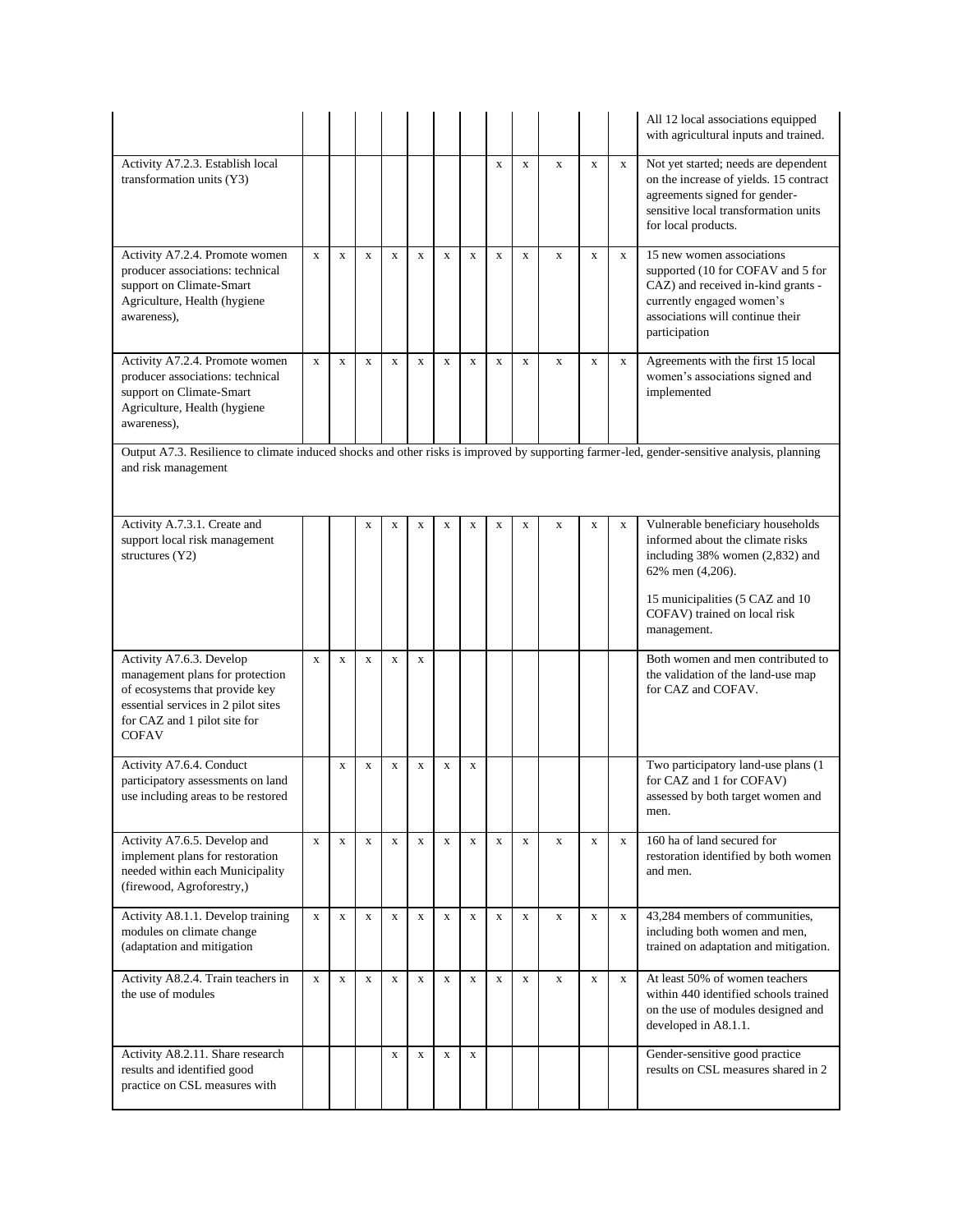| | | | | | | | | | | | | | |
|---|---|---|---|---|---|---|---|---|---|---|---|---|---|
| | | | | | | | | | | | | | All 12 local associations equipped with agricultural inputs and trained. |
| Activity A7.2.3. Establish local transformation units (Y3) | | | | | | | | x | x | x | x | x | Not yet started; needs are dependent on the increase of yields. 15 contract agreements signed for gender-sensitive local transformation units for local products. |
| Activity A7.2.4. Promote women producer associations: technical support on Climate-Smart Agriculture, Health (hygiene awareness), | x | x | x | x | x | x | x | x | x | x | x | x | 15 new women associations supported (10 for COFAV and 5 for CAZ) and received in-kind grants - currently engaged women's associations will continue their participation |
| Activity A7.2.4. Promote women producer associations: technical support on Climate-Smart Agriculture, Health (hygiene awareness), | x | x | x | x | x | x | x | x | x | x | x | x | Agreements with the first 15 local women's associations signed and implemented |
| Output A7.3. Resilience to climate induced shocks and other risks is improved by supporting farmer-led, gender-sensitive analysis, planning and risk management | | | | | | | | | | | | | |
| Activity A.7.3.1. Create and support local risk management structures (Y2) | | | x | x | x | x | x | x | x | x | x | x | Vulnerable beneficiary households informed about the climate risks including 38% women (2,832) and 62% men (4,206).<br><br>15 municipalities (5 CAZ and 10 COFAV) trained on local risk management. |
| Activity A7.6.3. Develop management plans for protection of ecosystems that provide key essential services in 2 pilot sites for CAZ and 1 pilot site for COFAV | x | x | x | x | x | | | | | | | | Both women and men contributed to the validation of the land-use map for CAZ and COFAV. |
| Activity A7.6.4. Conduct participatory assessments on land use including areas to be restored | | x | x | x | x | x | x | | | | | | Two participatory land-use plans (1 for CAZ and 1 for COFAV) assessed by both target women and men. |
| Activity A7.6.5. Develop and implement plans for restoration needed within each Municipality (firewood, Agroforestry,) | x | x | x | x | x | x | x | x | x | x | x | x | 160 ha of land secured for restoration identified by both women and men. |
| Activity A8.1.1. Develop training modules on climate change (adaptation and mitigation | x | x | x | x | x | x | x | x | x | x | x | x | 43,284 members of communities, including both women and men, trained on adaptation and mitigation. |
| Activity A8.2.4. Train teachers in the use of modules | x | x | x | x | x | x | x | x | x | x | x | x | At least 50% of women teachers within 440 identified schools trained on the use of modules designed and developed in A8.1.1. |
| Activity A8.2.11. Share research results and identified good practice on CSL measures with | | | | x | x | x | x | | | | | | Gender-sensitive good practice results on CSL measures shared in 2 |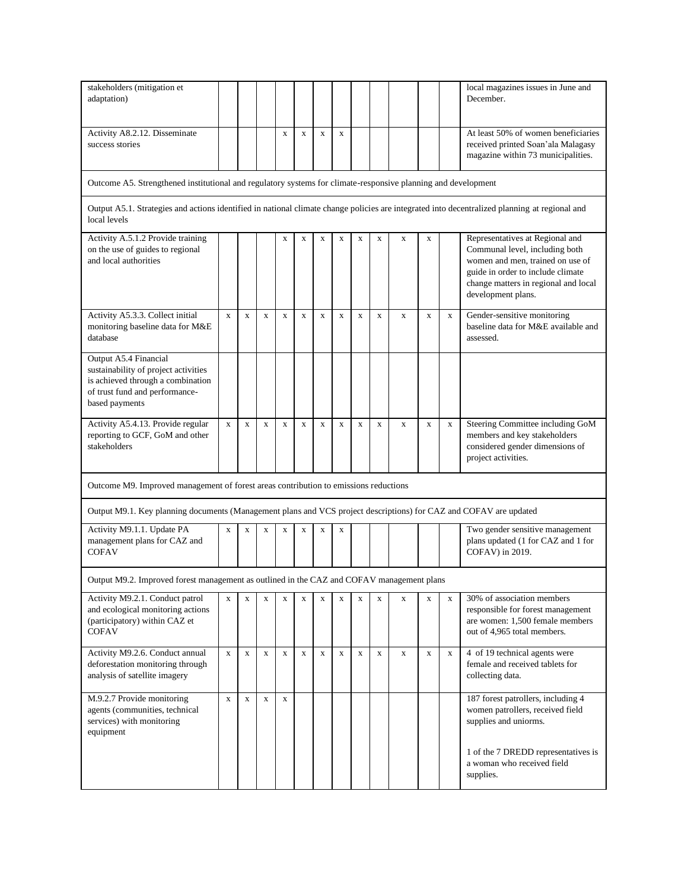| | | | | | | | | | | | | | |
|---|---|---|---|---|---|---|---|---|---|---|---|---|---|
| stakeholders (mitigation et adaptation) | | | | | | | | | | | | | local magazines issues in June and December. |
| Activity A8.2.12. Disseminate success stories | | | | x | x | x | x | | | | | | At least 50% of women beneficiaries received printed Soan'ala Malagasy magazine within 73 municipalities. |
| Outcome A5. Strengthened institutional and regulatory systems for climate-responsive planning and development | | | | | | | | | | | | | |
| Output A5.1. Strategies and actions identified in national climate change policies are integrated into decentralized planning at regional and local levels | | | | | | | | | | | | | |
| Activity A.5.1.2 Provide training on the use of guides to regional and local authorities | | | | x | x | x | x | x | x | x | x | | Representatives at Regional and Communal level, including both women and men, trained on use of guide in order to include climate change matters in regional and local development plans. |
| Activity A5.3.3. Collect initial monitoring baseline data for M&E database | x | x | x | x | x | x | x | x | x | x | x | x | Gender-sensitive monitoring baseline data for M&E available and assessed. |
| Output A5.4 Financial sustainability of project activities is achieved through a combination of trust fund and performance-based payments | | | | | | | | | | | | | |
| Activity A5.4.13. Provide regular reporting to GCF, GoM and other stakeholders | x | x | x | x | x | x | x | x | x | x | x | x | Steering Committee including GoM members and key stakeholders considered gender dimensions of project activities. |
| Outcome M9. Improved management of forest areas contribution to emissions reductions | | | | | | | | | | | | | |
| Output M9.1. Key planning documents (Management plans and VCS project descriptions) for CAZ and COFAV are updated | | | | | | | | | | | | | |
| Activity M9.1.1. Update PA management plans for CAZ and COFAV | x | x | x | x | x | x | x | | | | | | Two gender sensitive management plans updated (1 for CAZ and 1 for COFAV) in 2019. |
| Output M9.2. Improved forest management as outlined in the CAZ and COFAV management plans | | | | | | | | | | | | | |
| Activity M9.2.1. Conduct patrol and ecological monitoring actions (participatory) within CAZ et COFAV | x | x | x | x | x | x | x | x | x | x | x | x | 30% of association members responsible for forest management are women: 1,500 female members out of 4,965 total members. |
| Activity M9.2.6. Conduct annual deforestation monitoring through analysis of satellite imagery | x | x | x | x | x | x | x | x | x | x | x | x | 4 of 19 technical agents were female and received tablets for collecting data. |
| M.9.2.7 Provide monitoring agents (communities, technical services) with monitoring equipment | x | x | x | x | | | | | | | | | 187 forest patrollers, including 4 women patrollers, received field supplies and uniorms.<br><br>1 of the 7 DREDD representatives is a woman who received field supplies. |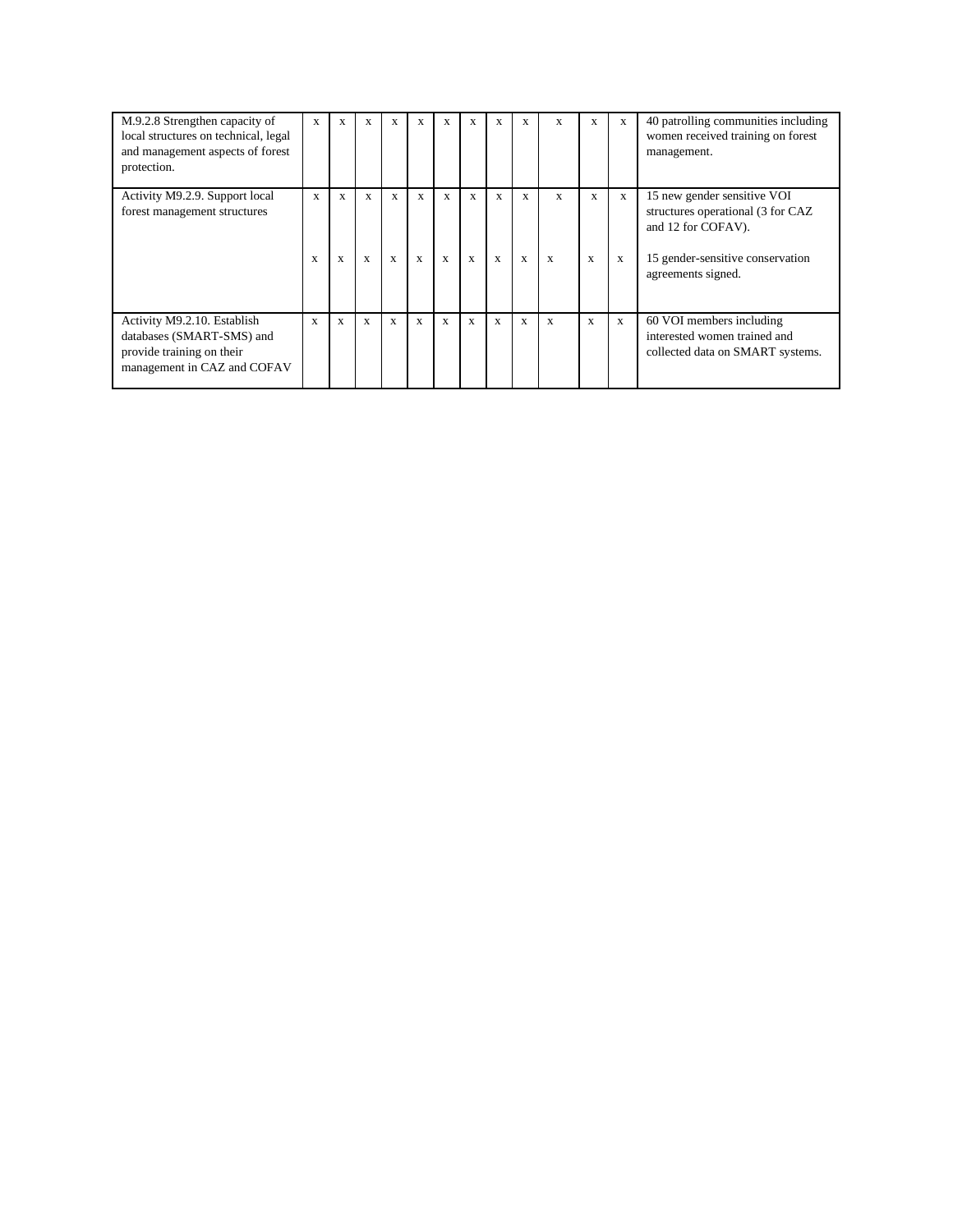| | | | | | | | | | | | | | |
|---|---|---|---|---|---|---|---|---|---|---|---|---|---|
| M.9.2.8 Strengthen capacity of local structures on technical, legal and management aspects of forest protection. | x | x | x | x | x | x | x | x | x | x | x | x | 40 patrolling communities including women received training on forest management. |
| Activity M9.2.9. Support local forest management structures | x<br><br>x | x<br><br>x | x<br><br>x | x<br><br>x | x<br><br>x | x<br><br>x | x<br><br>x | x<br><br>x | x<br><br>x | x<br><br>x | x<br><br>x | x<br><br>x | 15 new gender sensitive VOI structures operational (3 for CAZ and 12 for COFAV).<br><br>15 gender-sensitive conservation agreements signed. |
| Activity M9.2.10. Establish databases (SMART-SMS) and provide training on their management in CAZ and COFAV | x | x | x | x | x | x | x | x | x | x | x | x | 60 VOI members including interested women trained and collected data on SMART systems. |